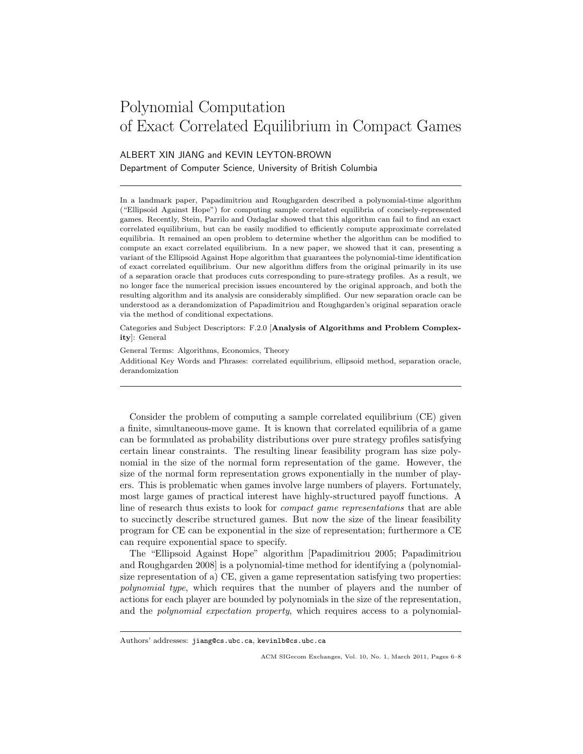# Polynomial Computation of Exact Correlated Equilibrium in Compact Games

ALBERT XIN JIANG and KEVIN LEYTON-BROWN
Department of Computer Science, University of British Columbia

In a landmark paper, Papadimitriou and Roughgarden described a polynomial-time algorithm ("Ellipsoid Against Hope") for computing sample correlated equilibria of concisely-represented games. Recently, Stein, Parrilo and Ozdaglar showed that this algorithm can fail to find an exact correlated equilibrium, but can be easily modified to efficiently compute approximate correlated equilibria. It remained an open problem to determine whether the algorithm can be modified to compute an exact correlated equilibrium. In a new paper, we showed that it can, presenting a variant of the Ellipsoid Against Hope algorithm that guarantees the polynomial-time identification of exact correlated equilibrium. Our new algorithm differs from the original primarily in its use of a separation oracle that produces cuts corresponding to pure-strategy profiles. As a result, we no longer face the numerical precision issues encountered by the original approach, and both the resulting algorithm and its analysis are considerably simplified. Our new separation oracle can be understood as a derandomization of Papadimitriou and Roughgarden's original separation oracle via the method of conditional expectations.

Categories and Subject Descriptors: F.2.0 [**Analysis of Algorithms and Problem Complexity**]: General

General Terms: Algorithms, Economics, Theory

Additional Key Words and Phrases: correlated equilibrium, ellipsoid method, separation oracle, derandomization

---

Consider the problem of computing a sample correlated equilibrium (CE) given a finite, simultaneous-move game. It is known that correlated equilibria of a game can be formulated as probability distributions over pure strategy profiles satisfying certain linear constraints. The resulting linear feasibility program has size polynomial in the size of the normal form representation of the game. However, the size of the normal form representation grows exponentially in the number of players. This is problematic when games involve large numbers of players. Fortunately, most large games of practical interest have highly-structured payoff functions. A line of research thus exists to look for *compact game representations* that are able to succinctly describe structured games. But now the size of the linear feasibility program for CE can be exponential in the size of representation; furthermore a CE can require exponential space to specify.

The "Ellipsoid Against Hope" algorithm [Papadimitriou 2005; Papadimitriou and Roughgarden 2008] is a polynomial-time method for identifying a (polynomial-size representation of a) CE, given a game representation satisfying two properties: *polynomial type*, which requires that the number of players and the number of actions for each player are bounded by polynomials in the size of the representation, and the *polynomial expectation property*, which requires access to a polynomial-

---

Authors' addresses: jiang@cs.ubc.ca, kevinlb@cs.ubc.ca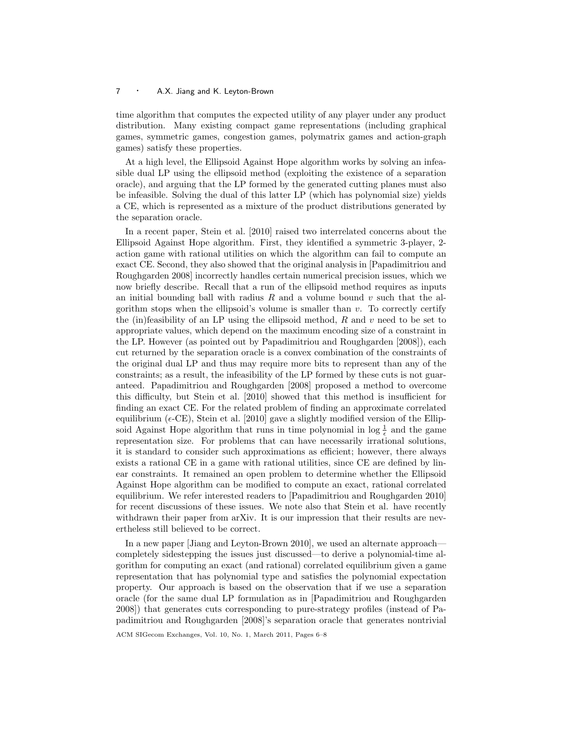time algorithm that computes the expected utility of any player under any product distribution. Many existing compact game representations (including graphical games, symmetric games, congestion games, polymatrix games and action-graph games) satisfy these properties.

At a high level, the Ellipsoid Against Hope algorithm works by solving an infeasible dual LP using the ellipsoid method (exploiting the existence of a separation oracle), and arguing that the LP formed by the generated cutting planes must also be infeasible. Solving the dual of this latter LP (which has polynomial size) yields a CE, which is represented as a mixture of the product distributions generated by the separation oracle.

In a recent paper, Stein et al. [2010] raised two interrelated concerns about the Ellipsoid Against Hope algorithm. First, they identified a symmetric 3-player, 2-action game with rational utilities on which the algorithm can fail to compute an exact CE. Second, they also showed that the original analysis in [Papadimitriou and Roughgarden 2008] incorrectly handles certain numerical precision issues, which we now briefly describe. Recall that a run of the ellipsoid method requires as inputs an initial bounding ball with radius $R$ and a volume bound $v$ such that the algorithm stops when the ellipsoid's volume is smaller than $v$. To correctly certify the (in)feasibility of an LP using the ellipsoid method, $R$ and $v$ need to be set to appropriate values, which depend on the maximum encoding size of a constraint in the LP. However (as pointed out by Papadimitriou and Roughgarden [2008]), each cut returned by the separation oracle is a convex combination of the constraints of the original dual LP and thus may require more bits to represent than any of the constraints; as a result, the infeasibility of the LP formed by these cuts is not guaranteed. Papadimitriou and Roughgarden [2008] proposed a method to overcome this difficulty, but Stein et al. [2010] showed that this method is insufficient for finding an exact CE. For the related problem of finding an approximate correlated equilibrium ($\epsilon$-CE), Stein et al. [2010] gave a slightly modified version of the Ellipsoid Against Hope algorithm that runs in time polynomial in $\log \frac{1}{\epsilon}$ and the game representation size. For problems that can have necessarily irrational solutions, it is standard to consider such approximations as efficient; however, there always exists a rational CE in a game with rational utilities, since CE are defined by linear constraints. It remained an open problem to determine whether the Ellipsoid Against Hope algorithm can be modified to compute an exact, rational correlated equilibrium. We refer interested readers to [Papadimitriou and Roughgarden 2010] for recent discussions of these issues. We note also that Stein et al. have recently withdrawn their paper from arXiv. It is our impression that their results are nevertheless still believed to be correct.

In a new paper [Jiang and Leyton-Brown 2010], we used an alternate approach—completely sidestepping the issues just discussed—to derive a polynomial-time algorithm for computing an exact (and rational) correlated equilibrium given a game representation that has polynomial type and satisfies the polynomial expectation property. Our approach is based on the observation that if we use a separation oracle (for the same dual LP formulation as in [Papadimitriou and Roughgarden 2008]) that generates cuts corresponding to pure-strategy profiles (instead of Papadimitriou and Roughgarden [2008]'s separation oracle that generates nontrivial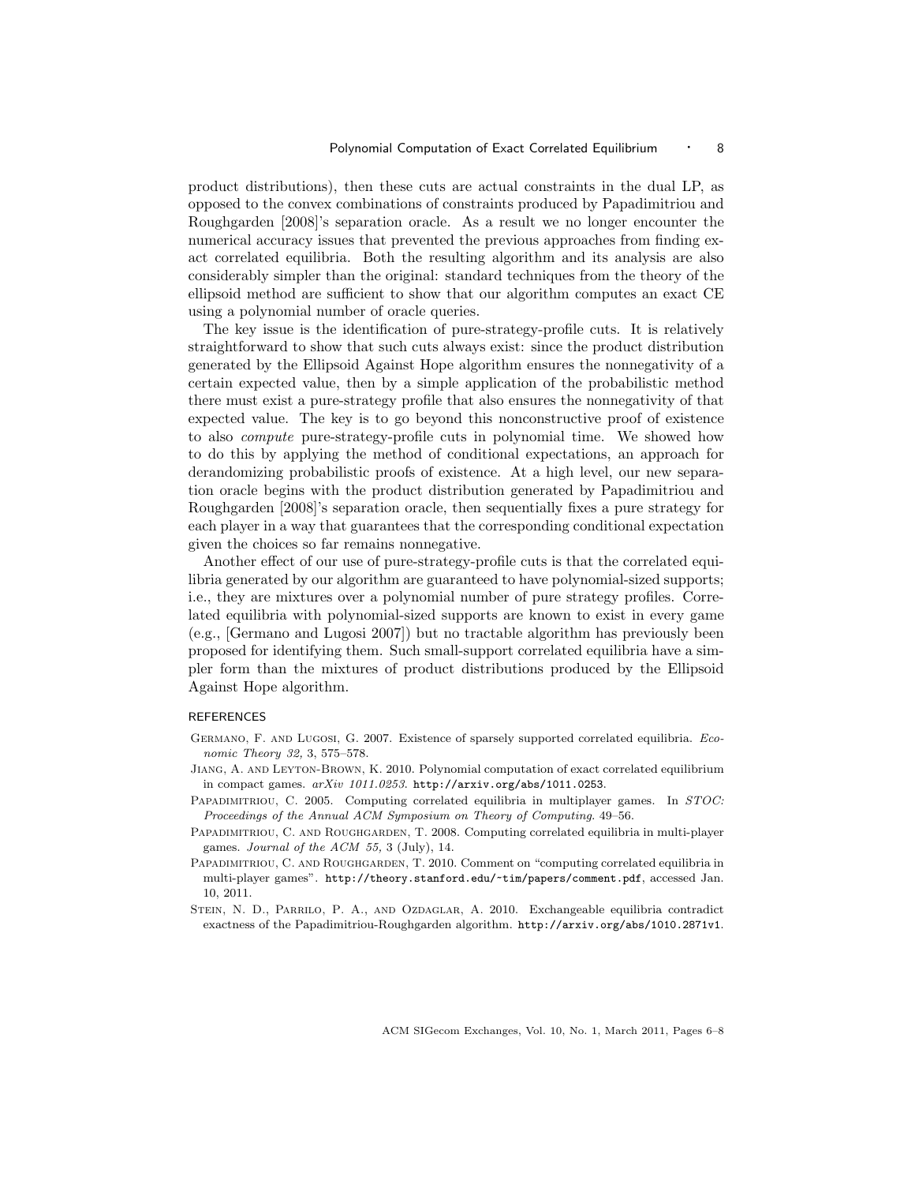product distributions), then these cuts are actual constraints in the dual LP, as opposed to the convex combinations of constraints produced by Papadimitriou and Roughgarden [2008]'s separation oracle. As a result we no longer encounter the numerical accuracy issues that prevented the previous approaches from finding exact correlated equilibria. Both the resulting algorithm and its analysis are also considerably simpler than the original: standard techniques from the theory of the ellipsoid method are sufficient to show that our algorithm computes an exact CE using a polynomial number of oracle queries.

The key issue is the identification of pure-strategy-profile cuts. It is relatively straightforward to show that such cuts always exist: since the product distribution generated by the Ellipsoid Against Hope algorithm ensures the nonnegativity of a certain expected value, then by a simple application of the probabilistic method there must exist a pure-strategy profile that also ensures the nonnegativity of that expected value. The key is to go beyond this nonconstructive proof of existence to also *compute* pure-strategy-profile cuts in polynomial time. We showed how to do this by applying the method of conditional expectations, an approach for derandomizing probabilistic proofs of existence. At a high level, our new separation oracle begins with the product distribution generated by Papadimitriou and Roughgarden [2008]'s separation oracle, then sequentially fixes a pure strategy for each player in a way that guarantees that the corresponding conditional expectation given the choices so far remains nonnegative.

Another effect of our use of pure-strategy-profile cuts is that the correlated equilibria generated by our algorithm are guaranteed to have polynomial-sized supports; i.e., they are mixtures over a polynomial number of pure strategy profiles. Correlated equilibria with polynomial-sized supports are known to exist in every game (e.g., [Germano and Lugosi 2007]) but no tractable algorithm has previously been proposed for identifying them. Such small-support correlated equilibria have a simpler form than the mixtures of product distributions produced by the Ellipsoid Against Hope algorithm.

## REFERENCES

Germano, F. and Lugosi, G. 2007. Existence of sparsely supported correlated equilibria. *Economic Theory 32,* 3, 575–578.

Jiang, A. and Leyton-Brown, K. 2010. Polynomial computation of exact correlated equilibrium in compact games. *arXiv 1011.0253*. http://arxiv.org/abs/1011.0253.

Papadimitriou, C. 2005. Computing correlated equilibria in multiplayer games. In *STOC: Proceedings of the Annual ACM Symposium on Theory of Computing*. 49–56.

Papadimitriou, C. and Roughgarden, T. 2008. Computing correlated equilibria in multi-player games. *Journal of the ACM 55,* 3 (July), 14.

Papadimitriou, C. and Roughgarden, T. 2010. Comment on "computing correlated equilibria in multi-player games". http://theory.stanford.edu/~tim/papers/comment.pdf, accessed Jan. 10, 2011.

Stein, N. D., Parrilo, P. A., and Ozdaglar, A. 2010. Exchangeable equilibria contradict exactness of the Papadimitriou-Roughgarden algorithm. http://arxiv.org/abs/1010.2871v1.